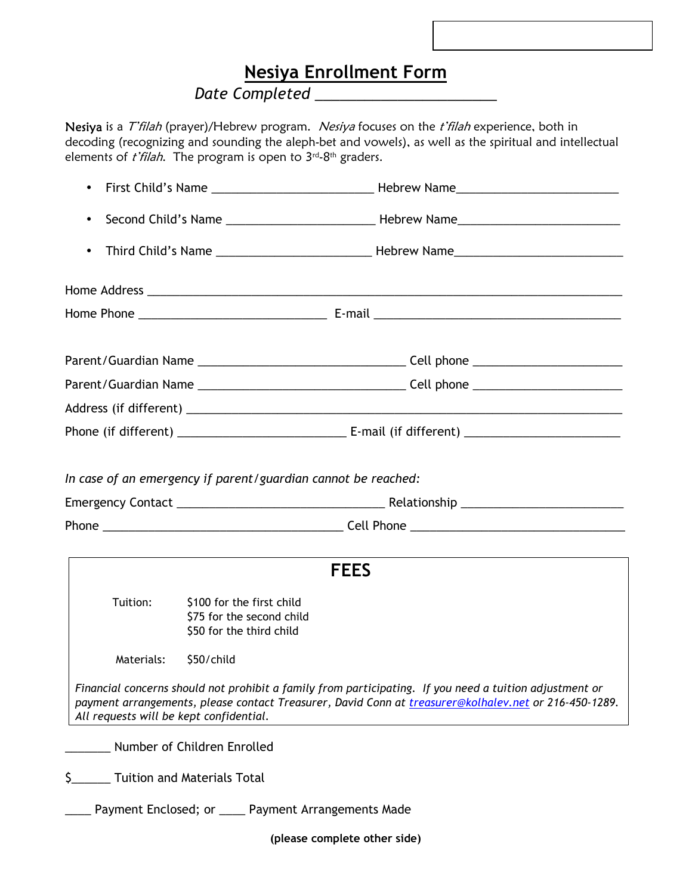# Nesiya Enrollment Form

*Date Completed* _______________________

**Nesiya** is a *T'filah* (prayer)/Hebrew program. *Nesiya* focuses on the *t'filah* experience, both in decoding (recognizing and sounding the aleph-bet and vowels), as well as the spiritual and intellectual elements of *t'filah*. The program is open to 3rd-8th graders.

- First Child's Name _______________________ Hebrew Name_______________________
- Second Child's Name _____________________ Hebrew Name_______________________
- Third Child's Name _______________________ Hebrew Name_______________________

Home Address ___________________________________________________________________

Home Phone ___________________________ E-mail _____________________________________

Parent/Guardian Name ______________________________ Cell phone _____________________

Parent/Guardian Name ______________________________ Cell phone _____________________

Address (if different) ____________________________________________________________

Phone (if different) ________________________ E-mail (if different) ____________________

*In case of an emergency if parent/guardian cannot be reached:*

Emergency Contact ______________________________ Relationship _____________________

Phone ___________________________________ Cell Phone ______________________________

## FEES

| | |
|---|---|
| Tuition: | $100 for the first child<br>$75 for the second child<br>$50 for the third child |
| Materials: | $50/child |

*Financial concerns should not prohibit a family from participating. If you need a tuition adjustment or payment arrangements, please contact Treasurer, David Conn at treasurer@kolhalev.net or 216-450-1289. All requests will be kept confidential.*

_______ Number of Children Enrolled

$______ Tuition and Materials Total

____ Payment Enclosed; or ____ Payment Arrangements Made

**(please complete other side)**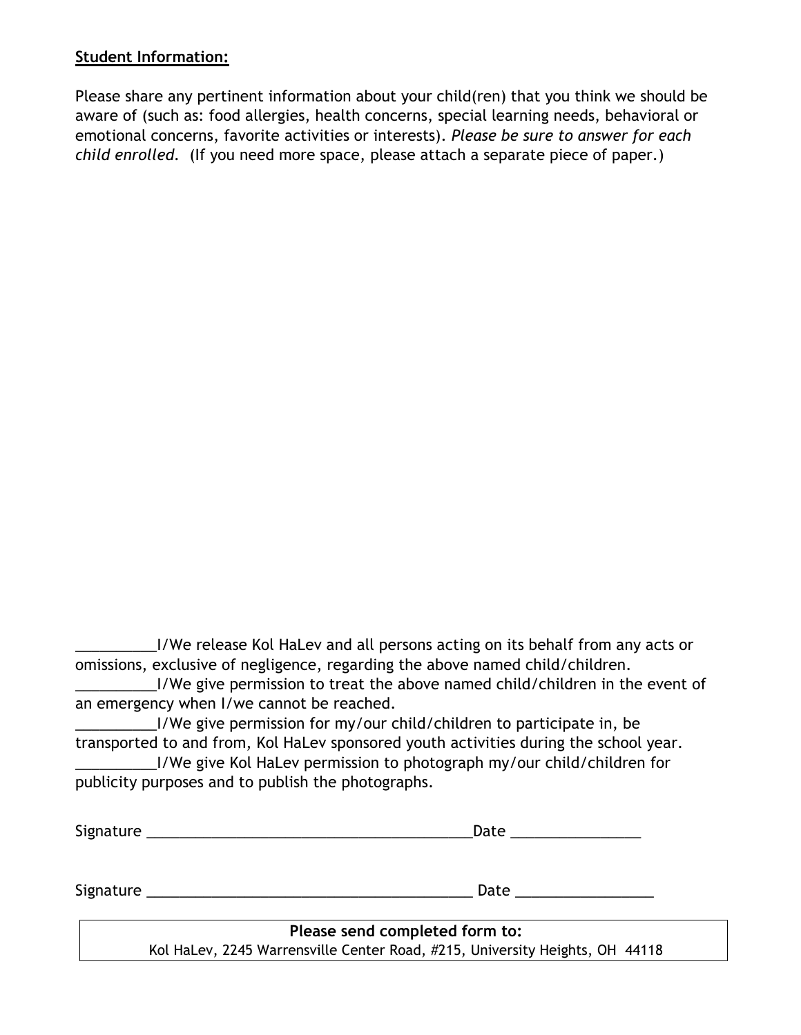**Student Information:**

Please share any pertinent information about your child(ren) that you think we should be aware of (such as: food allergies, health concerns, special learning needs, behavioral or emotional concerns, favorite activities or interests). *Please be sure to answer for each child enrolled.* (If you need more space, please attach a separate piece of paper.)

__________I/We release Kol HaLev and all persons acting on its behalf from any acts or omissions, exclusive of negligence, regarding the above named child/children.

__________I/We give permission to treat the above named child/children in the event of an emergency when I/we cannot be reached.

__________I/We give permission for my/our child/children to participate in, be transported to and from, Kol HaLev sponsored youth activities during the school year.

__________I/We give Kol HaLev permission to photograph my/our child/children for publicity purposes and to publish the photographs.

Signature ________________________________________Date ________________

Signature ________________________________________ Date _________________

**Please send completed form to:**
Kol HaLev, 2245 Warrensville Center Road, #215, University Heights, OH 44118